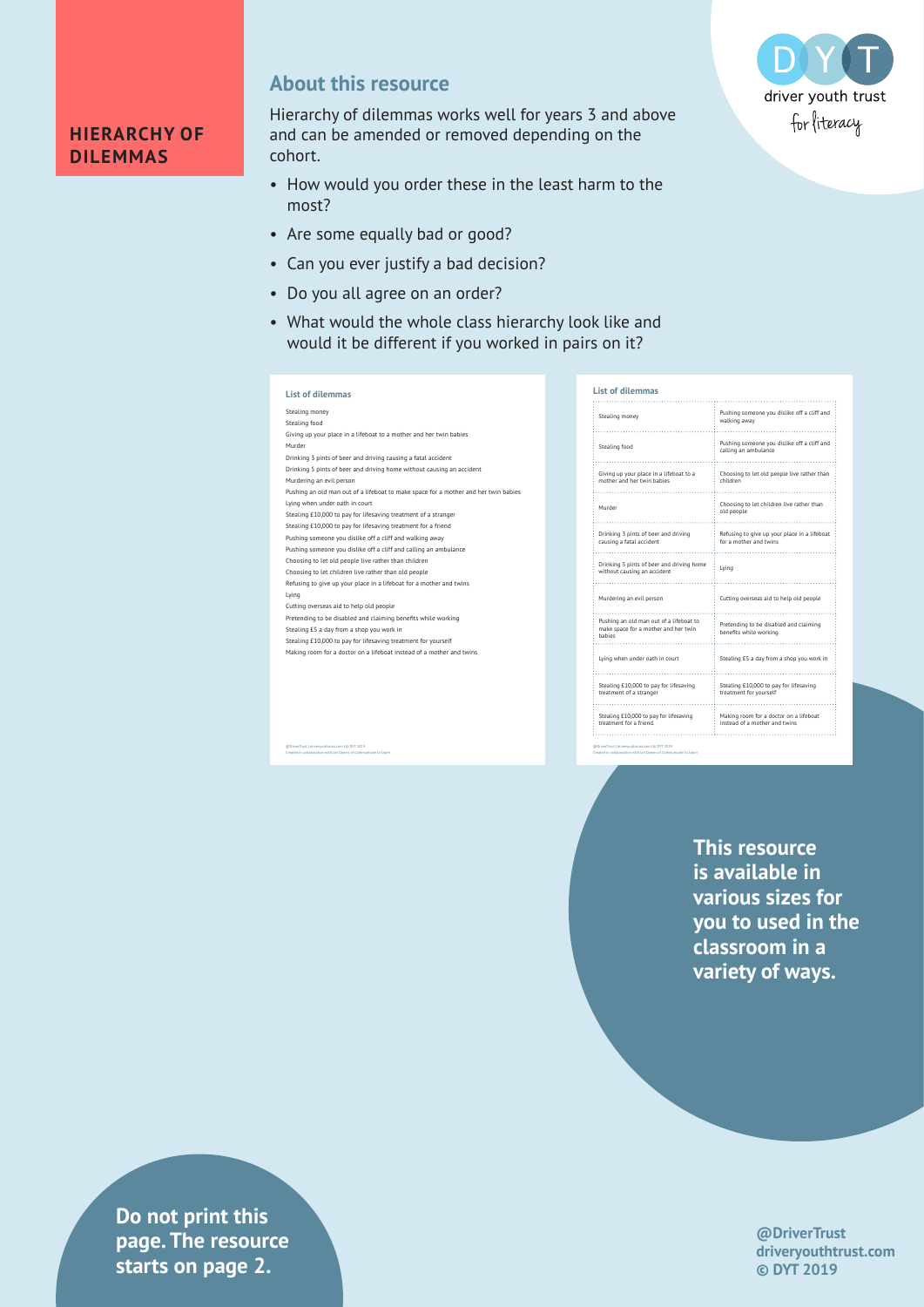**HIERARCHY OF DILEMMAS**

D Y T
driver youth trust
for literacy

## About this resource

Hierarchy of dilemmas works well for years 3 and above and can be amended or removed depending on the cohort.

- How would you order these in the least harm to the most?
- Are some equally bad or good?
- Can you ever justify a bad decision?
- Do you all agree on an order?
- What would the whole class hierarchy look like and would it be different if you worked in pairs on it?

### List of dilemmas

Stealing money
Stealing food
Giving up your place in a lifeboat to a mother and her twin babies
Murder
Drinking 3 pints of beer and driving causing a fatal accident
Drinking 5 pints of beer and driving home without causing an accident
Murdering an evil person
Pushing an old man out of a lifeboat to make space for a mother and her twin babies
Lying when under oath in court
Stealing £10,000 to pay for lifesaving treatment of a stranger
Stealing £10,000 to pay for lifesaving treatment for a friend
Pushing someone you dislike off a cliff and walking away
Pushing someone you dislike off a cliff and calling an ambulance
Choosing to let old people live rather than children
Choosing to let children live rather than old people
Refusing to give up your place in a lifeboat for a mother and twins
Lying
Cutting overseas aid to help old people
Pretending to be disabled and claiming benefits while working
Stealing £5 a day from a shop you work in
Stealing £10,000 to pay for lifesaving treatment for yourself
Making room for a doctor on a lifeboat instead of a mother and twins

### List of dilemmas

| | |
|---|---|
| Stealing money | Pushing someone you dislike off a cliff and walking away |
| Stealing food | Pushing someone you dislike off a cliff and calling an ambulance |
| Giving up your place in a lifeboat to a mother and her twin babies | Choosing to let old people live rather than children |
| Murder | Choosing to let children live rather than old people |
| Drinking 3 pints of beer and driving causing a fatal accident | Refusing to give up your place in a lifeboat for a mother and twins |
| Drinking 5 pints of beer and driving home without causing an accident | Lying |
| Murdering an evil person | Cutting overseas aid to help old people |
| Pushing an old man out of a lifeboat to make space for a mother and her twin babies | Pretending to be disabled and claiming benefits while working |
| Lying when under oath in court | Stealing £5 a day from a shop you work in |
| Stealing £10,000 to pay for lifesaving treatment of a stranger | Stealing £10,000 to pay for lifesaving treatment for yourself |
| Stealing £10,000 to pay for lifesaving treatment for a friend. | Making room for a doctor on a lifeboat instead of a mother and twins |

**This resource is available in various sizes for you to used in the classroom in a variety of ways.**

**Do not print this page. The resource starts on page 2.**

**@DriverTrust**
**driveryouthtrust.com**
**© DYT 2019**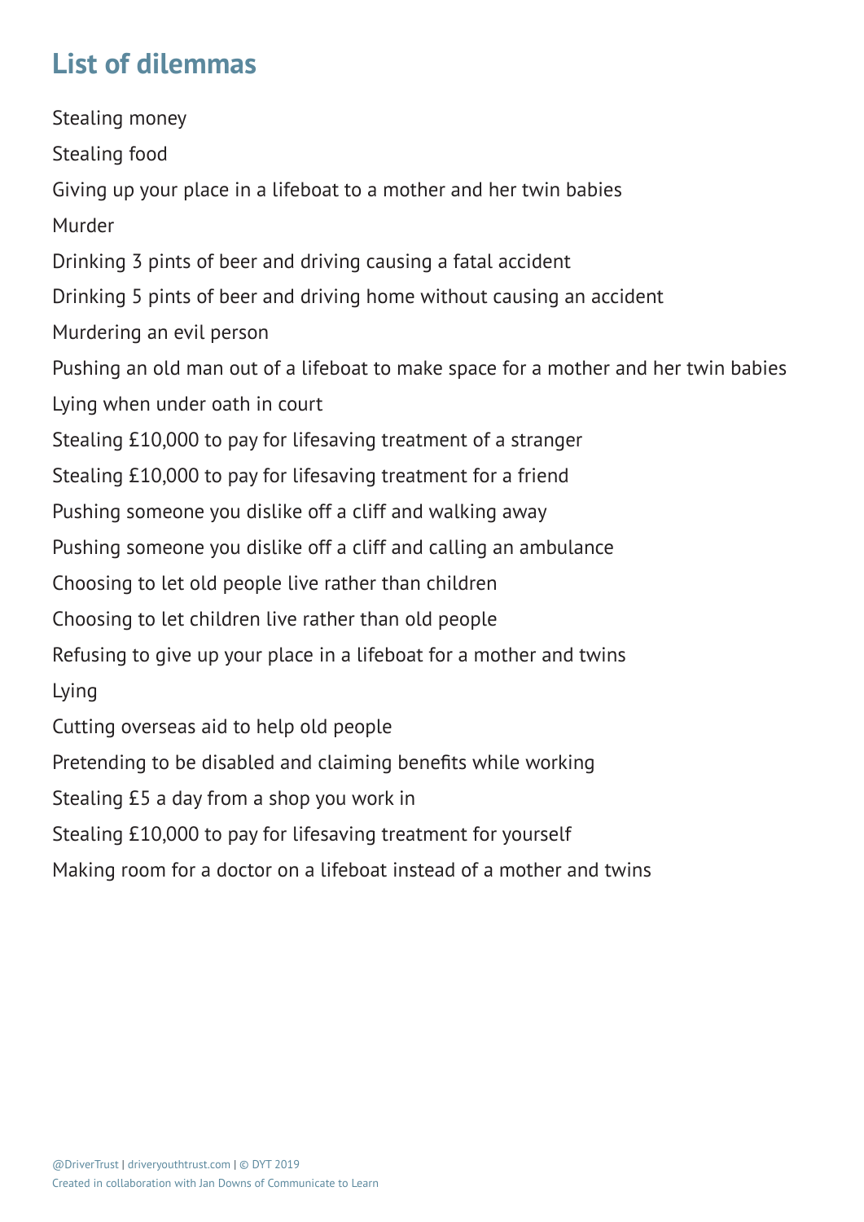## List of dilemmas

Stealing money

Stealing food

Giving up your place in a lifeboat to a mother and her twin babies

Murder

Drinking 3 pints of beer and driving causing a fatal accident

Drinking 5 pints of beer and driving home without causing an accident

Murdering an evil person

Pushing an old man out of a lifeboat to make space for a mother and her twin babies

Lying when under oath in court

Stealing £10,000 to pay for lifesaving treatment of a stranger

Stealing £10,000 to pay for lifesaving treatment for a friend

Pushing someone you dislike off a cliff and walking away

Pushing someone you dislike off a cliff and calling an ambulance

Choosing to let old people live rather than children

Choosing to let children live rather than old people

Refusing to give up your place in a lifeboat for a mother and twins

Lying

Cutting overseas aid to help old people

Pretending to be disabled and claiming benefits while working

Stealing £5 a day from a shop you work in

Stealing £10,000 to pay for lifesaving treatment for yourself

Making room for a doctor on a lifeboat instead of a mother and twins

@DriverTrust | driveryouthtrust.com | © DYT 2019
Created in collaboration with Jan Downs of Communicate to Learn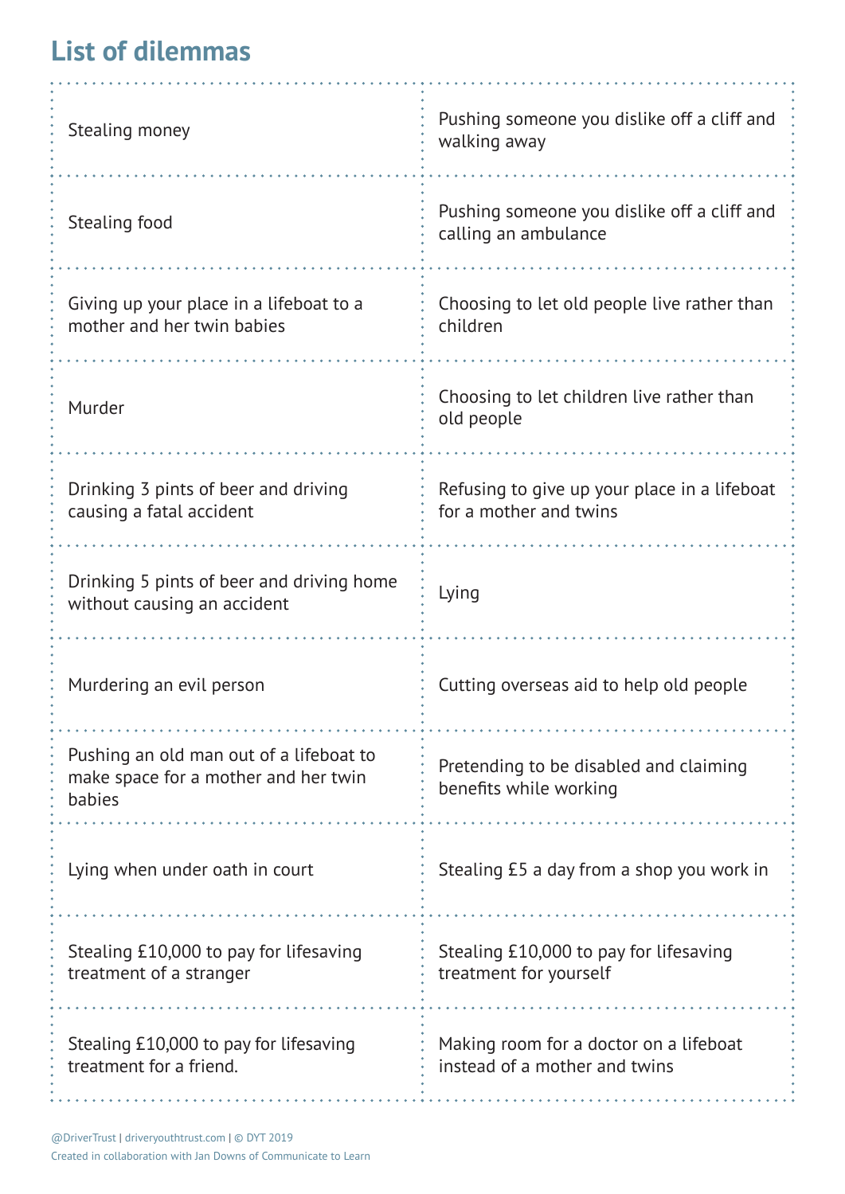# List of dilemmas

| | |
|---|---|
| Stealing money | Pushing someone you dislike off a cliff and walking away |
| Stealing food | Pushing someone you dislike off a cliff and calling an ambulance |
| Giving up your place in a lifeboat to a mother and her twin babies | Choosing to let old people live rather than children |
| Murder | Choosing to let children live rather than old people |
| Drinking 3 pints of beer and driving causing a fatal accident | Refusing to give up your place in a lifeboat for a mother and twins |
| Drinking 5 pints of beer and driving home without causing an accident | Lying |
| Murdering an evil person | Cutting overseas aid to help old people |
| Pushing an old man out of a lifeboat to make space for a mother and her twin babies | Pretending to be disabled and claiming benefits while working |
| Lying when under oath in court | Stealing £5 a day from a shop you work in |
| Stealing £10,000 to pay for lifesaving treatment of a stranger | Stealing £10,000 to pay for lifesaving treatment for yourself |
| Stealing £10,000 to pay for lifesaving treatment for a friend. | Making room for a doctor on a lifeboat instead of a mother and twins |

@DriverTrust | driveryouthtrust.com | © DYT 2019
Created in collaboration with Jan Downs of Communicate to Learn